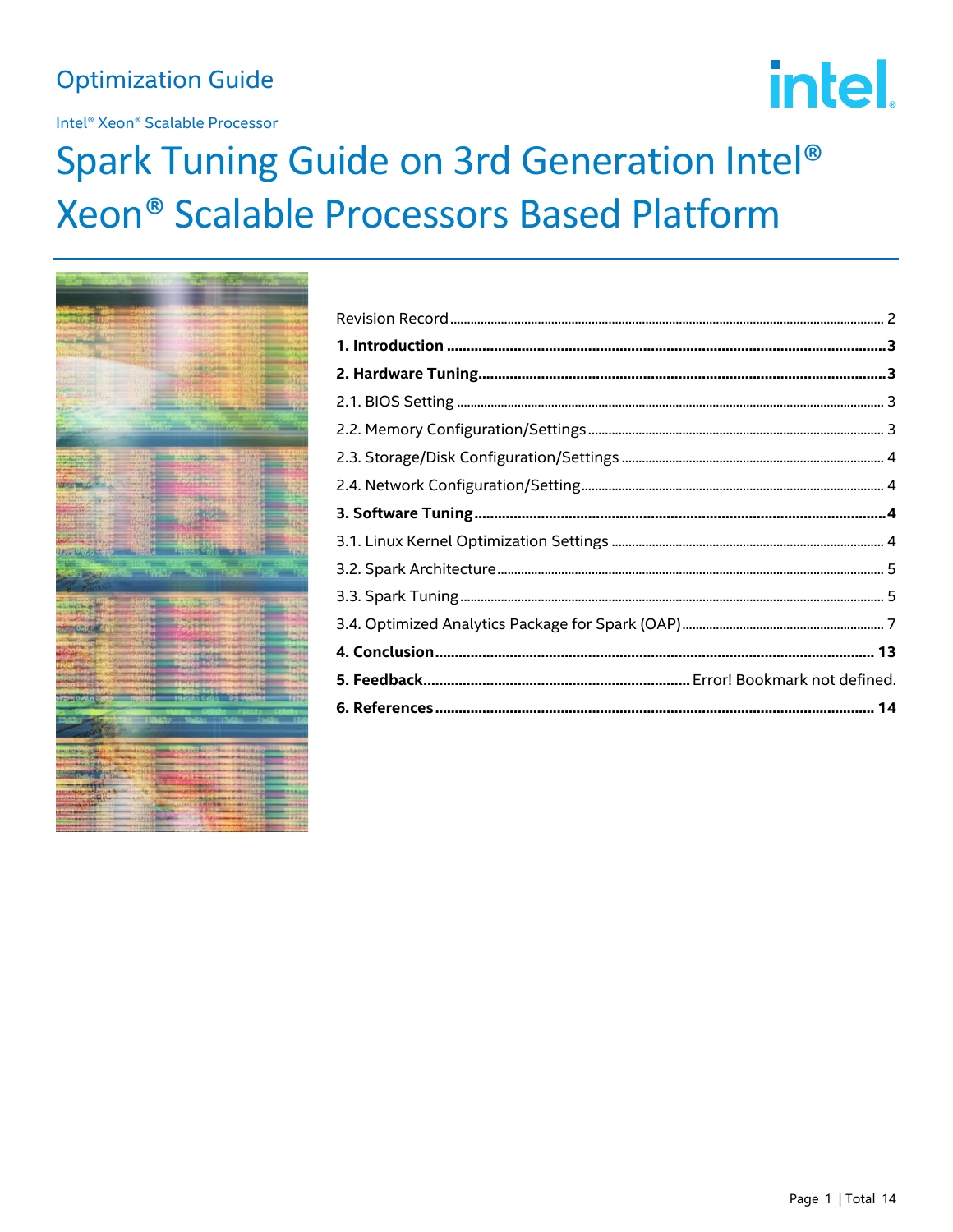Optimization Guide

Intel® Xeon® Scalable Processor

# Spark Tuning Guide on 3rd Generation Intel® Xeon® Scalable Processors Based Platform

Revision Record ........ 2

**1. Introduction ........ 3**

**2. Hardware Tuning ........ 3**

2.1. BIOS Setting ........ 3

2.2. Memory Configuration/Settings ........ 3

2.3. Storage/Disk Configuration/Settings ........ 4

2.4. Network Configuration/Setting ........ 4

**3. Software Tuning ........ 4**

3.1. Linux Kernel Optimization Settings ........ 4

3.2. Spark Architecture ........ 5

3.3. Spark Tuning ........ 5

3.4. Optimized Analytics Package for Spark (OAP) ........ 7

**4. Conclusion ........ 13**

**5. Feedback ........** Error! Bookmark not defined.

**6. References ........ 14**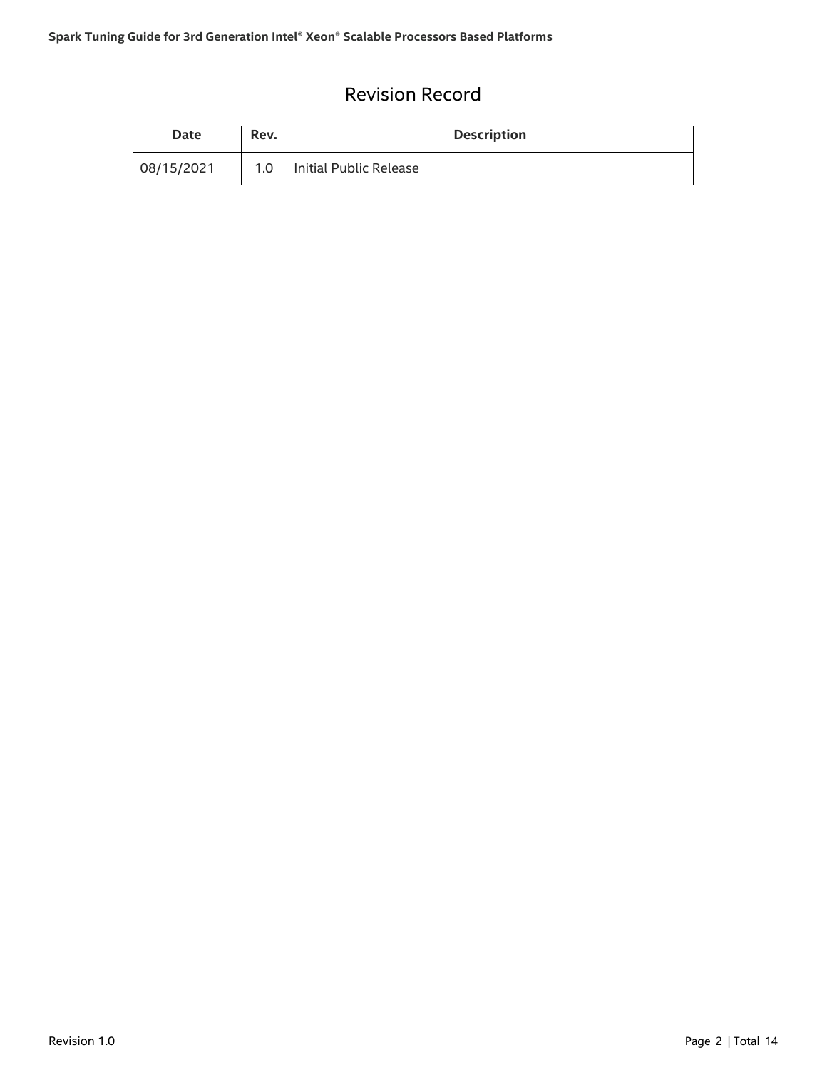# Revision Record

| Date | Rev. | Description |
| --- | --- | --- |
| 08/15/2021 | 1.0 | Initial Public Release |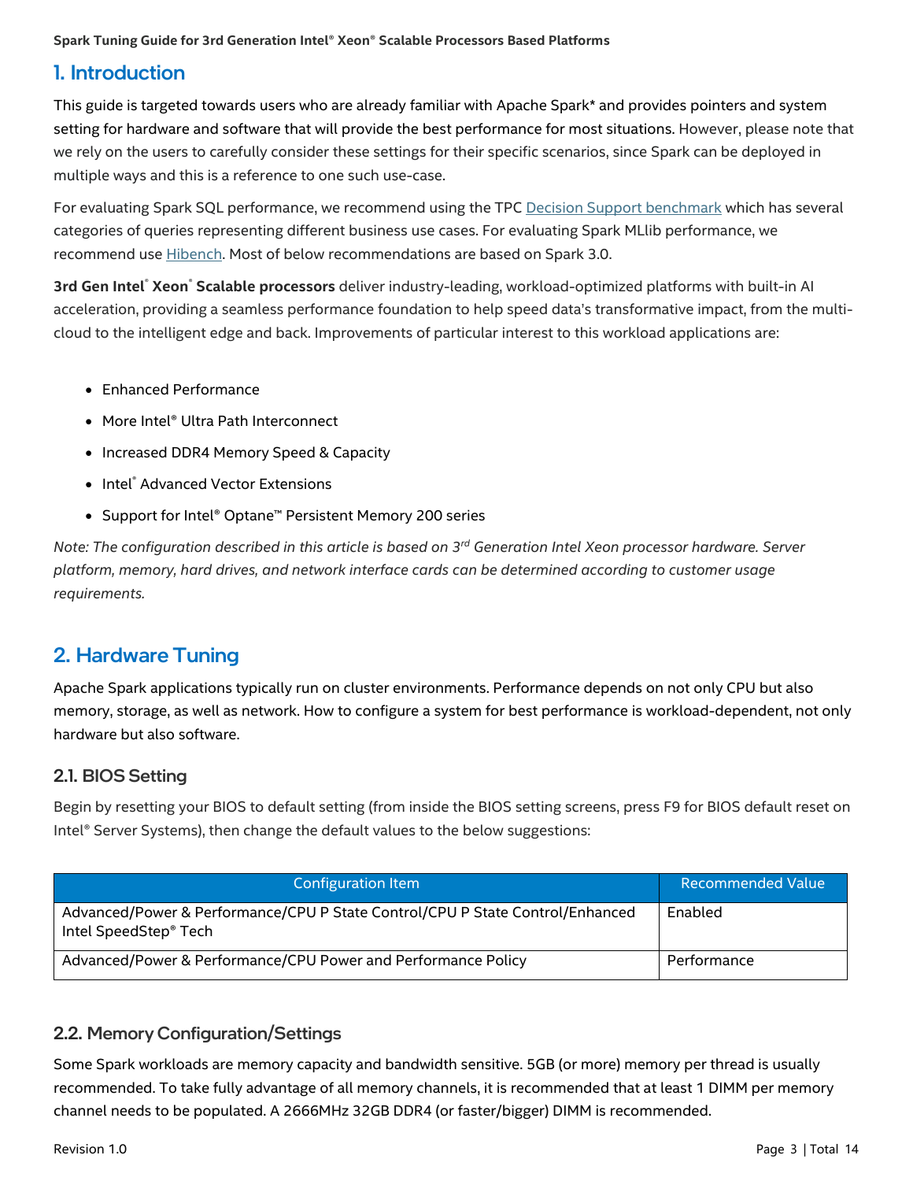# 1. Introduction

This guide is targeted towards users who are already familiar with Apache Spark* and provides pointers and system setting for hardware and software that will provide the best performance for most situations. However, please note that we rely on the users to carefully consider these settings for their specific scenarios, since Spark can be deployed in multiple ways and this is a reference to one such use-case.

For evaluating Spark SQL performance, we recommend using the TPC Decision Support benchmark which has several categories of queries representing different business use cases. For evaluating Spark MLlib performance, we recommend use Hibench. Most of below recommendations are based on Spark 3.0.

**3rd Gen Intel® Xeon® Scalable processors** deliver industry-leading, workload-optimized platforms with built-in AI acceleration, providing a seamless performance foundation to help speed data's transformative impact, from the multi-cloud to the intelligent edge and back. Improvements of particular interest to this workload applications are:

- Enhanced Performance
- More Intel® Ultra Path Interconnect
- Increased DDR4 Memory Speed & Capacity
- Intel® Advanced Vector Extensions
- Support for Intel® Optane™ Persistent Memory 200 series

*Note: The configuration described in this article is based on 3rd Generation Intel Xeon processor hardware. Server platform, memory, hard drives, and network interface cards can be determined according to customer usage requirements.*

# 2. Hardware Tuning

Apache Spark applications typically run on cluster environments. Performance depends on not only CPU but also memory, storage, as well as network. How to configure a system for best performance is workload-dependent, not only hardware but also software.

## 2.1. BIOS Setting

Begin by resetting your BIOS to default setting (from inside the BIOS setting screens, press F9 for BIOS default reset on Intel® Server Systems), then change the default values to the below suggestions:

| Configuration Item | Recommended Value |
| --- | --- |
| Advanced/Power & Performance/CPU P State Control/CPU P State Control/Enhanced Intel SpeedStep® Tech | Enabled |
| Advanced/Power & Performance/CPU Power and Performance Policy | Performance |

## 2.2. Memory Configuration/Settings

Some Spark workloads are memory capacity and bandwidth sensitive. 5GB (or more) memory per thread is usually recommended. To take fully advantage of all memory channels, it is recommended that at least 1 DIMM per memory channel needs to be populated. A 2666MHz 32GB DDR4 (or faster/bigger) DIMM is recommended.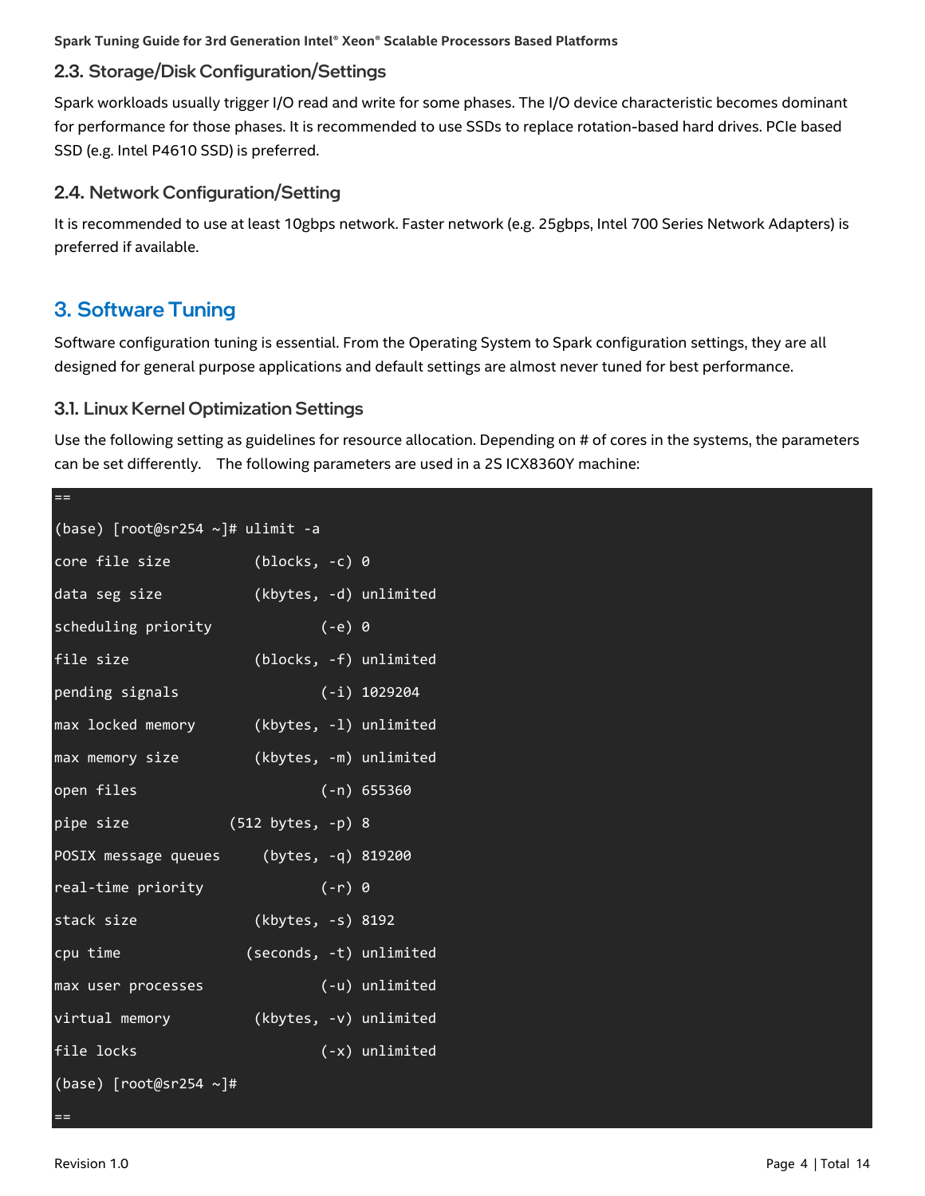## 2.3. Storage/Disk Configuration/Settings

Spark workloads usually trigger I/O read and write for some phases. The I/O device characteristic becomes dominant for performance for those phases. It is recommended to use SSDs to replace rotation-based hard drives. PCIe based SSD (e.g. Intel P4610 SSD) is preferred.

## 2.4. Network Configuration/Setting

It is recommended to use at least 10gbps network. Faster network (e.g. 25gbps, Intel 700 Series Network Adapters) is preferred if available.

# 3. Software Tuning

Software configuration tuning is essential. From the Operating System to Spark configuration settings, they are all designed for general purpose applications and default settings are almost never tuned for best performance.

## 3.1. Linux Kernel Optimization Settings

Use the following setting as guidelines for resource allocation. Depending on # of cores in the systems, the parameters can be set differently.   The following parameters are used in a 2S ICX8360Y machine:

```
==
(base) [root@sr254 ~]# ulimit -a
core file size          (blocks, -c) 0
data seg size           (kbytes, -d) unlimited
scheduling priority             (-e) 0
file size               (blocks, -f) unlimited
pending signals                 (-i) 1029204
max locked memory       (kbytes, -l) unlimited
max memory size         (kbytes, -m) unlimited
open files                      (-n) 655360
pipe size            (512 bytes, -p) 8
POSIX message queues     (bytes, -q) 819200
real-time priority              (-r) 0
stack size              (kbytes, -s) 8192
cpu time               (seconds, -t) unlimited
max user processes              (-u) unlimited
virtual memory          (kbytes, -v) unlimited
file locks                      (-x) unlimited
(base) [root@sr254 ~]#
==
```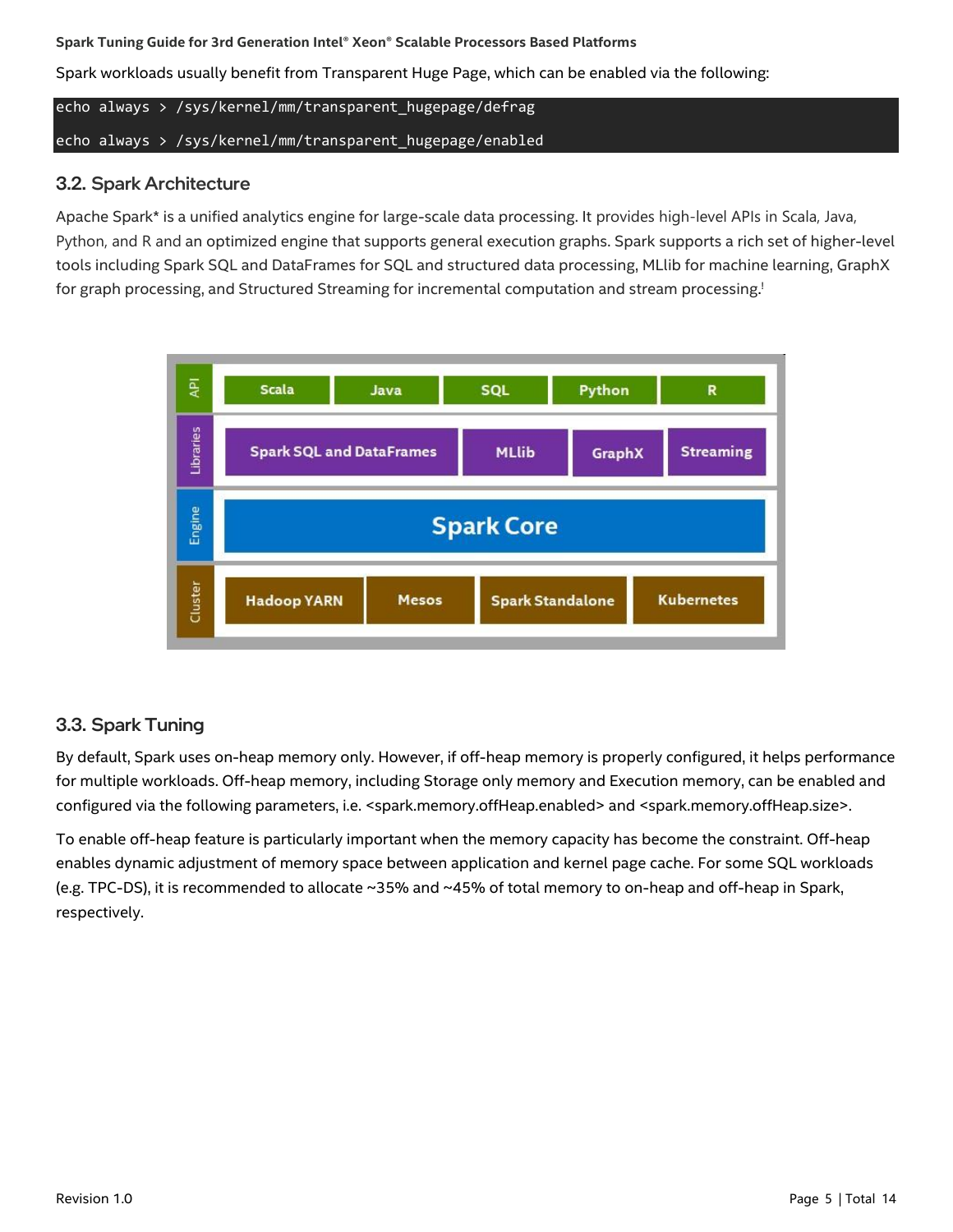Spark workloads usually benefit from Transparent Huge Page, which can be enabled via the following:

```
echo always > /sys/kernel/mm/transparent_hugepage/defrag
echo always > /sys/kernel/mm/transparent_hugepage/enabled
```

## 3.2. Spark Architecture

Apache Spark* is a unified analytics engine for large-scale data processing. It provides high-level APIs in Scala, Java, Python, and R and an optimized engine that supports general execution graphs. Spark supports a rich set of higher-level tools including Spark SQL and DataFrames for SQL and structured data processing, MLlib for machine learning, GraphX for graph processing, and Structured Streaming for incremental computation and stream processing.[1]

| | | | | | |
|---|---|---|---|---|---|
| API | Scala | Java | SQL | Python | R |
| Libraries | Spark SQL and DataFrames | | MLlib | GraphX | Streaming |
| Engine | Spark Core | | | | |
| Cluster | Hadoop YARN | Mesos | Spark Standalone | Kubernetes | |

## 3.3. Spark Tuning

By default, Spark uses on-heap memory only. However, if off-heap memory is properly configured, it helps performance for multiple workloads. Off-heap memory, including Storage only memory and Execution memory, can be enabled and configured via the following parameters, i.e. <spark.memory.offHeap.enabled> and <spark.memory.offHeap.size>.

To enable off-heap feature is particularly important when the memory capacity has become the constraint. Off-heap enables dynamic adjustment of memory space between application and kernel page cache. For some SQL workloads (e.g. TPC-DS), it is recommended to allocate ~35% and ~45% of total memory to on-heap and off-heap in Spark, respectively.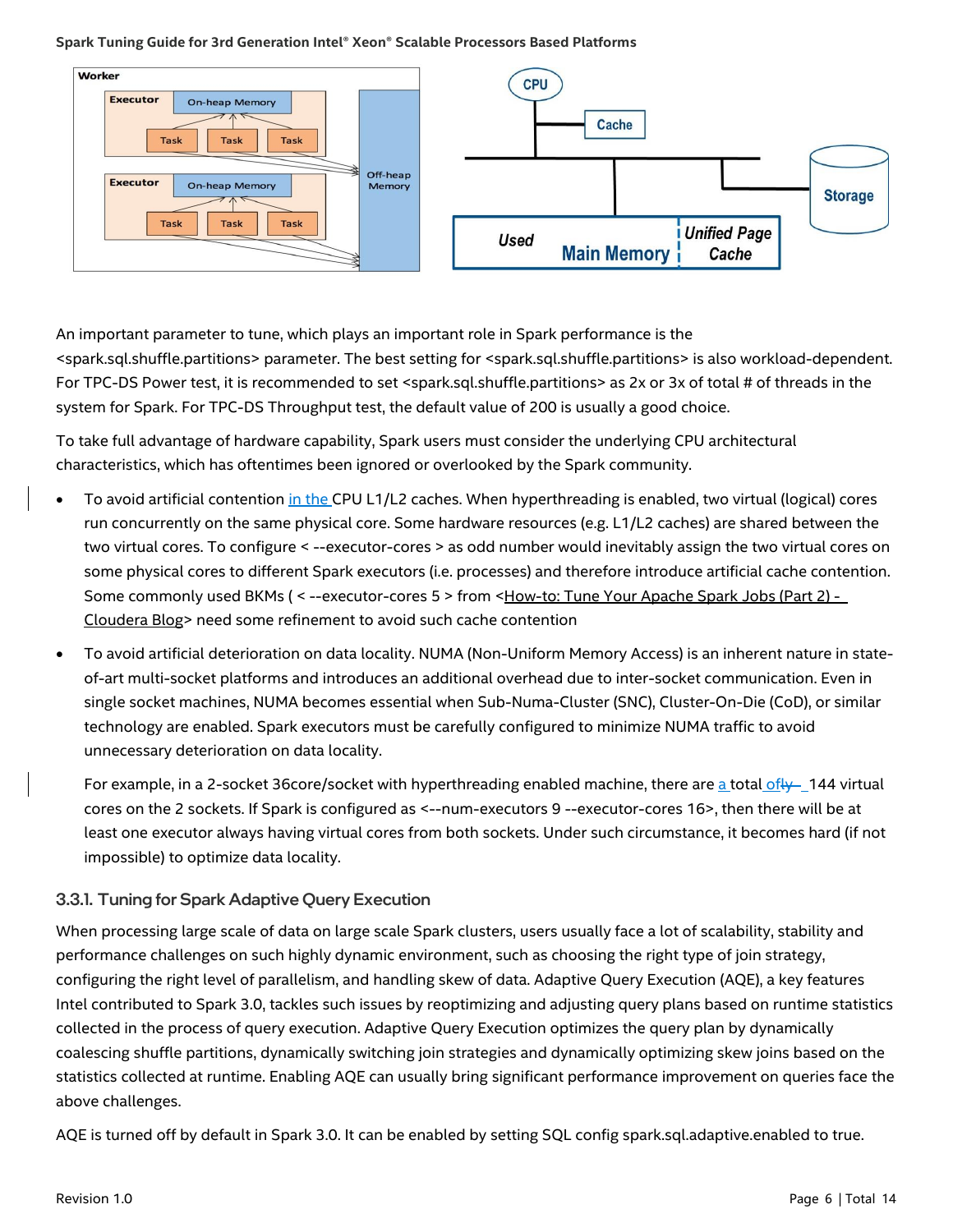An important parameter to tune, which plays an important role in Spark performance is the <spark.sql.shuffle.partitions> parameter. The best setting for <spark.sql.shuffle.partitions> is also workload-dependent. For TPC-DS Power test, it is recommended to set <spark.sql.shuffle.partitions> as 2x or 3x of total # of threads in the system for Spark. For TPC-DS Throughput test, the default value of 200 is usually a good choice.

To take full advantage of hardware capability, Spark users must consider the underlying CPU architectural characteristics, which has oftentimes been ignored or overlooked by the Spark community.

- To avoid artificial contention in the CPU L1/L2 caches. When hyperthreading is enabled, two virtual (logical) cores run concurrently on the same physical core. Some hardware resources (e.g. L1/L2 caches) are shared between the two virtual cores. To configure < --executor-cores > as odd number would inevitably assign the two virtual cores on some physical cores to different Spark executors (i.e. processes) and therefore introduce artificial cache contention. Some commonly used BKMs ( < --executor-cores 5 > from <How-to: Tune Your Apache Spark Jobs (Part 2) - Cloudera Blog> need some refinement to avoid such cache contention
- To avoid artificial deterioration on data locality. NUMA (Non-Uniform Memory Access) is an inherent nature in state-of-art multi-socket platforms and introduces an additional overhead due to inter-socket communication. Even in single socket machines, NUMA becomes essential when Sub-Numa-Cluster (SNC), Cluster-On-Die (CoD), or similar technology are enabled. Spark executors must be carefully configured to minimize NUMA traffic to avoid unnecessary deterioration on data locality.

  For example, in a 2-socket 36core/socket with hyperthreading enabled machine, there are a total of 144 virtual cores on the 2 sockets. If Spark is configured as <--num-executors 9 --executor-cores 16>, then there will be at least one executor always having virtual cores from both sockets. Under such circumstance, it becomes hard (if not impossible) to optimize data locality.

### 3.3.1. Tuning for Spark Adaptive Query Execution

When processing large scale of data on large scale Spark clusters, users usually face a lot of scalability, stability and performance challenges on such highly dynamic environment, such as choosing the right type of join strategy, configuring the right level of parallelism, and handling skew of data. Adaptive Query Execution (AQE), a key features Intel contributed to Spark 3.0, tackles such issues by reoptimizing and adjusting query plans based on runtime statistics collected in the process of query execution. Adaptive Query Execution optimizes the query plan by dynamically coalescing shuffle partitions, dynamically switching join strategies and dynamically optimizing skew joins based on the statistics collected at runtime. Enabling AQE can usually bring significant performance improvement on queries face the above challenges.

AQE is turned off by default in Spark 3.0. It can be enabled by setting SQL config spark.sql.adaptive.enabled to true.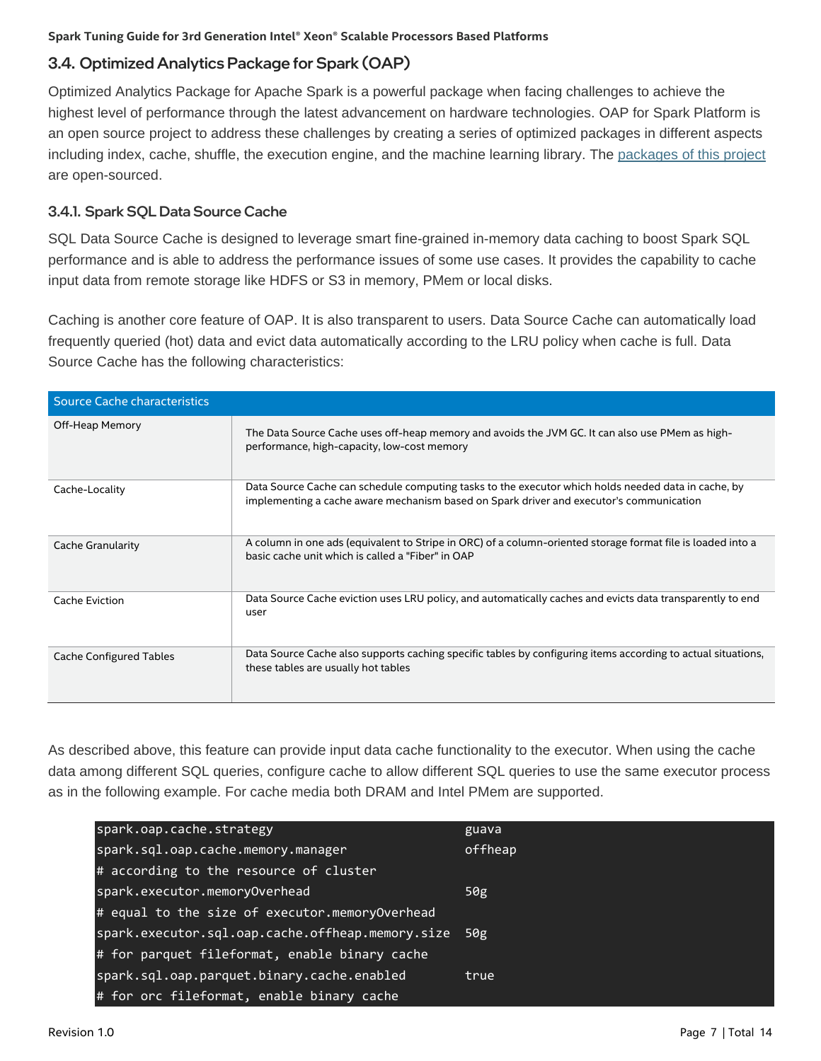## 3.4. Optimized Analytics Package for Spark (OAP)

Optimized Analytics Package for Apache Spark is a powerful package when facing challenges to achieve the highest level of performance through the latest advancement on hardware technologies. OAP for Spark Platform is an open source project to address these challenges by creating a series of optimized packages in different aspects including index, cache, shuffle, the execution engine, and the machine learning library. The packages of this project are open-sourced.

### 3.4.1. Spark SQL Data Source Cache

SQL Data Source Cache is designed to leverage smart fine-grained in-memory data caching to boost Spark SQL performance and is able to address the performance issues of some use cases. It provides the capability to cache input data from remote storage like HDFS or S3 in memory, PMem or local disks.

Caching is another core feature of OAP. It is also transparent to users. Data Source Cache can automatically load frequently queried (hot) data and evict data automatically according to the LRU policy when cache is full. Data Source Cache has the following characteristics:

| Source Cache characteristics | |
|---|---|
| Off-Heap Memory | The Data Source Cache uses off-heap memory and avoids the JVM GC. It can also use PMem as high-performance, high-capacity, low-cost memory |
| Cache-Locality | Data Source Cache can schedule computing tasks to the executor which holds needed data in cache, by implementing a cache aware mechanism based on Spark driver and executor's communication |
| Cache Granularity | A column in one ads (equivalent to Stripe in ORC) of a column-oriented storage format file is loaded into a basic cache unit which is called a "Fiber" in OAP |
| Cache Eviction | Data Source Cache eviction uses LRU policy, and automatically caches and evicts data transparently to end user |
| Cache Configured Tables | Data Source Cache also supports caching specific tables by configuring items according to actual situations, these tables are usually hot tables |

As described above, this feature can provide input data cache functionality to the executor. When using the cache data among different SQL queries, configure cache to allow different SQL queries to use the same executor process as in the following example. For cache media both DRAM and Intel PMem are supported.

```
spark.oap.cache.strategy                          guava
spark.sql.oap.cache.memory.manager                offheap
# according to the resource of cluster
spark.executor.memoryOverhead                     50g
# equal to the size of executor.memoryOverhead
spark.executor.sql.oap.cache.offheap.memory.size  50g
# for parquet fileformat, enable binary cache
spark.sql.oap.parquet.binary.cache.enabled        true
# for orc fileformat, enable binary cache
```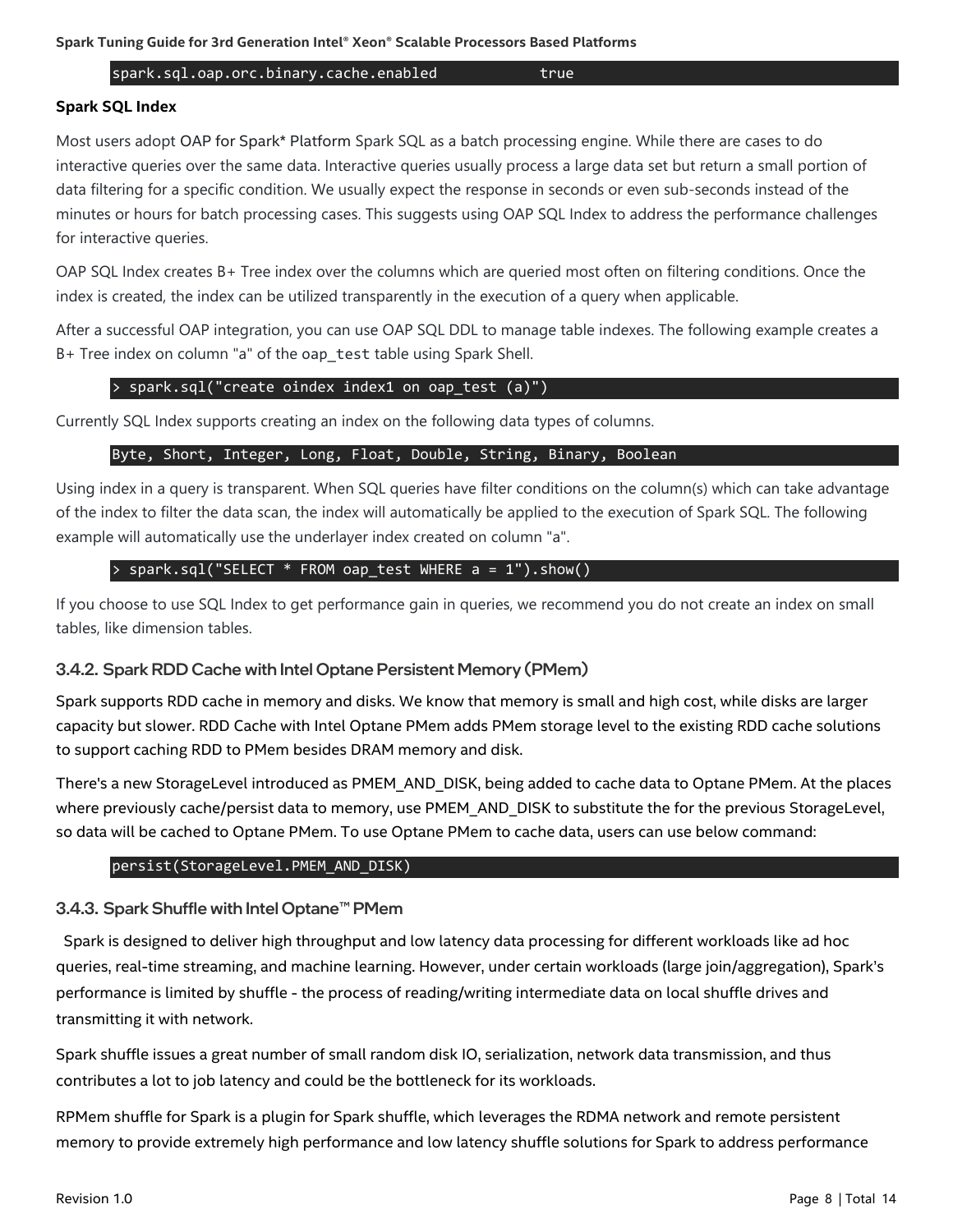```
spark.sql.oap.orc.binary.cache.enabled            true
```

**Spark SQL Index**

Most users adopt OAP for Spark* Platform Spark SQL as a batch processing engine. While there are cases to do interactive queries over the same data. Interactive queries usually process a large data set but return a small portion of data filtering for a specific condition. We usually expect the response in seconds or even sub-seconds instead of the minutes or hours for batch processing cases. This suggests using OAP SQL Index to address the performance challenges for interactive queries.

OAP SQL Index creates B+ Tree index over the columns which are queried most often on filtering conditions. Once the index is created, the index can be utilized transparently in the execution of a query when applicable.

After a successful OAP integration, you can use OAP SQL DDL to manage table indexes. The following example creates a B+ Tree index on column "a" of the `oap_test` table using Spark Shell.

```
> spark.sql("create oindex index1 on oap_test (a)")
```

Currently SQL Index supports creating an index on the following data types of columns.

```
Byte, Short, Integer, Long, Float, Double, String, Binary, Boolean
```

Using index in a query is transparent. When SQL queries have filter conditions on the column(s) which can take advantage of the index to filter the data scan, the index will automatically be applied to the execution of Spark SQL. The following example will automatically use the underlayer index created on column "a".

```
> spark.sql("SELECT * FROM oap_test WHERE a = 1").show()
```

If you choose to use SQL Index to get performance gain in queries, we recommend you do not create an index on small tables, like dimension tables.

### 3.4.2. Spark RDD Cache with Intel Optane Persistent Memory (PMem)

Spark supports RDD cache in memory and disks. We know that memory is small and high cost, while disks are larger capacity but slower. RDD Cache with Intel Optane PMem adds PMem storage level to the existing RDD cache solutions to support caching RDD to PMem besides DRAM memory and disk.

There's a new StorageLevel introduced as PMEM_AND_DISK, being added to cache data to Optane PMem. At the places where previously cache/persist data to memory, use PMEM_AND_DISK to substitute the for the previous StorageLevel, so data will be cached to Optane PMem. To use Optane PMem to cache data, users can use below command:

```
persist(StorageLevel.PMEM_AND_DISK)
```

### 3.4.3. Spark Shuffle with Intel Optane™ PMem

Spark is designed to deliver high throughput and low latency data processing for different workloads like ad hoc queries, real-time streaming, and machine learning. However, under certain workloads (large join/aggregation), Spark's performance is limited by shuffle - the process of reading/writing intermediate data on local shuffle drives and transmitting it with network.

Spark shuffle issues a great number of small random disk IO, serialization, network data transmission, and thus contributes a lot to job latency and could be the bottleneck for its workloads.

RPMem shuffle for Spark is a plugin for Spark shuffle, which leverages the RDMA network and remote persistent memory to provide extremely high performance and low latency shuffle solutions for Spark to address performance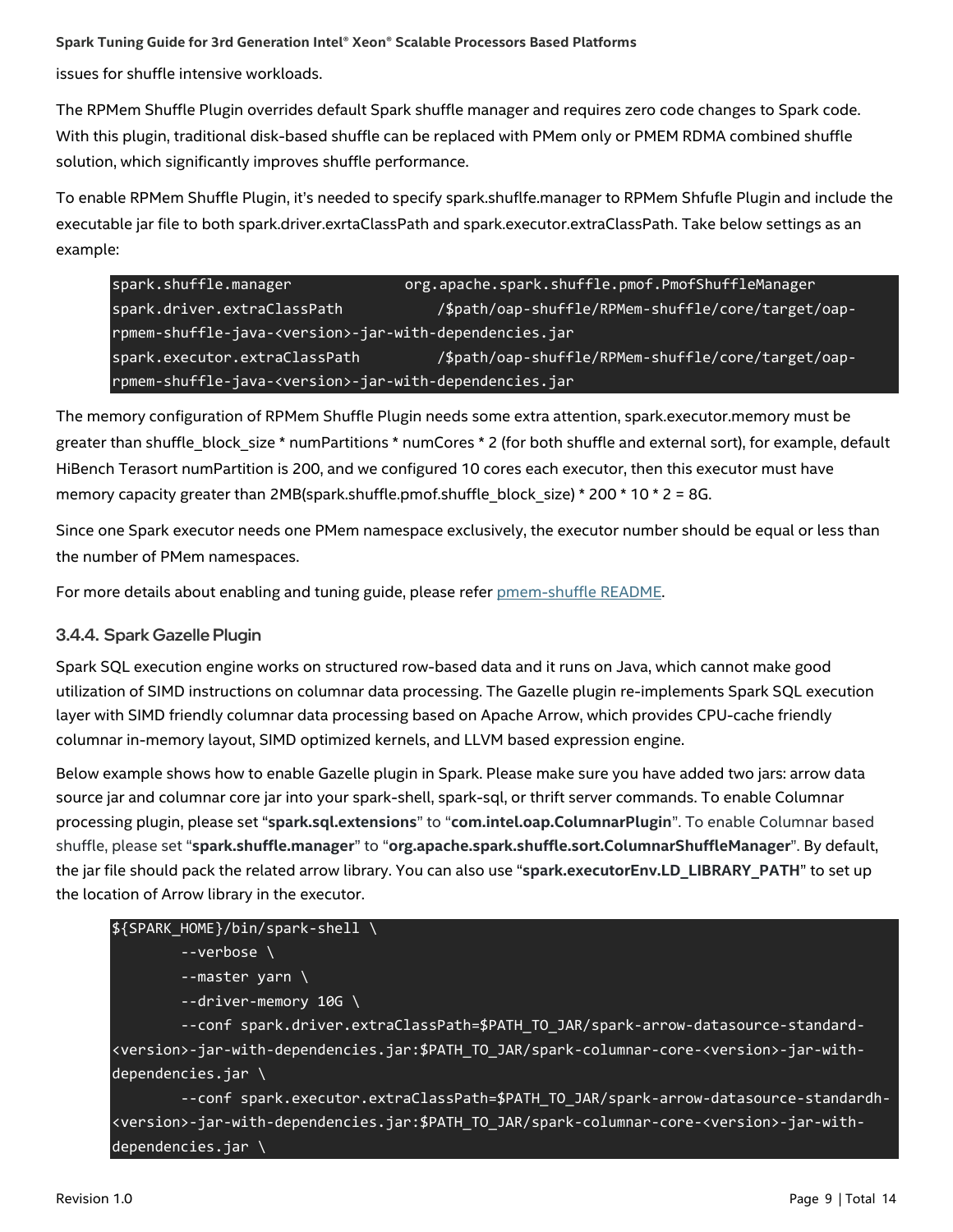issues for shuffle intensive workloads.

The RPMem Shuffle Plugin overrides default Spark shuffle manager and requires zero code changes to Spark code. With this plugin, traditional disk-based shuffle can be replaced with PMem only or PMEM RDMA combined shuffle solution, which significantly improves shuffle performance.

To enable RPMem Shuffle Plugin, it's needed to specify spark.shuflfe.manager to RPMem Shfufle Plugin and include the executable jar file to both spark.driver.exrtaClassPath and spark.executor.extraClassPath. Take below settings as an example:

```
spark.shuffle.manager             org.apache.spark.shuffle.pmof.PmofShuffleManager
spark.driver.extraClassPath           /$path/oap-shuffle/RPMem-shuffle/core/target/oap-rpmem-shuffle-java-<version>-jar-with-dependencies.jar
spark.executor.extraClassPath         /$path/oap-shuffle/RPMem-shuffle/core/target/oap-rpmem-shuffle-java-<version>-jar-with-dependencies.jar
```

The memory configuration of RPMem Shuffle Plugin needs some extra attention, spark.executor.memory must be greater than shuffle_block_size * numPartitions * numCores * 2 (for both shuffle and external sort), for example, default HiBench Terasort numPartition is 200, and we configured 10 cores each executor, then this executor must have memory capacity greater than 2MB(spark.shuffle.pmof.shuffle_block_size) * 200 * 10 * 2 = 8G.

Since one Spark executor needs one PMem namespace exclusively, the executor number should be equal or less than the number of PMem namespaces.

For more details about enabling and tuning guide, please refer pmem-shuffle README.

### 3.4.4. Spark Gazelle Plugin

Spark SQL execution engine works on structured row-based data and it runs on Java, which cannot make good utilization of SIMD instructions on columnar data processing. The Gazelle plugin re-implements Spark SQL execution layer with SIMD friendly columnar data processing based on Apache Arrow, which provides CPU-cache friendly columnar in-memory layout, SIMD optimized kernels, and LLVM based expression engine.

Below example shows how to enable Gazelle plugin in Spark. Please make sure you have added two jars: arrow data source jar and columnar core jar into your spark-shell, spark-sql, or thrift server commands. To enable Columnar processing plugin, please set "**spark.sql.extensions**" to "**com.intel.oap.ColumnarPlugin**". To enable Columnar based shuffle, please set "**spark.shuffle.manager**" to "**org.apache.spark.shuffle.sort.ColumnarShuffleManager**". By default, the jar file should pack the related arrow library. You can also use "**spark.executorEnv.LD_LIBRARY_PATH**" to set up the location of Arrow library in the executor.

```
${SPARK_HOME}/bin/spark-shell \
        --verbose \
        --master yarn \
        --driver-memory 10G \
        --conf spark.driver.extraClassPath=$PATH_TO_JAR/spark-arrow-datasource-standard-<version>-jar-with-dependencies.jar:$PATH_TO_JAR/spark-columnar-core-<version>-jar-with-dependencies.jar \
        --conf spark.executor.extraClassPath=$PATH_TO_JAR/spark-arrow-datasource-standardh-<version>-jar-with-dependencies.jar:$PATH_TO_JAR/spark-columnar-core-<version>-jar-with-dependencies.jar \
```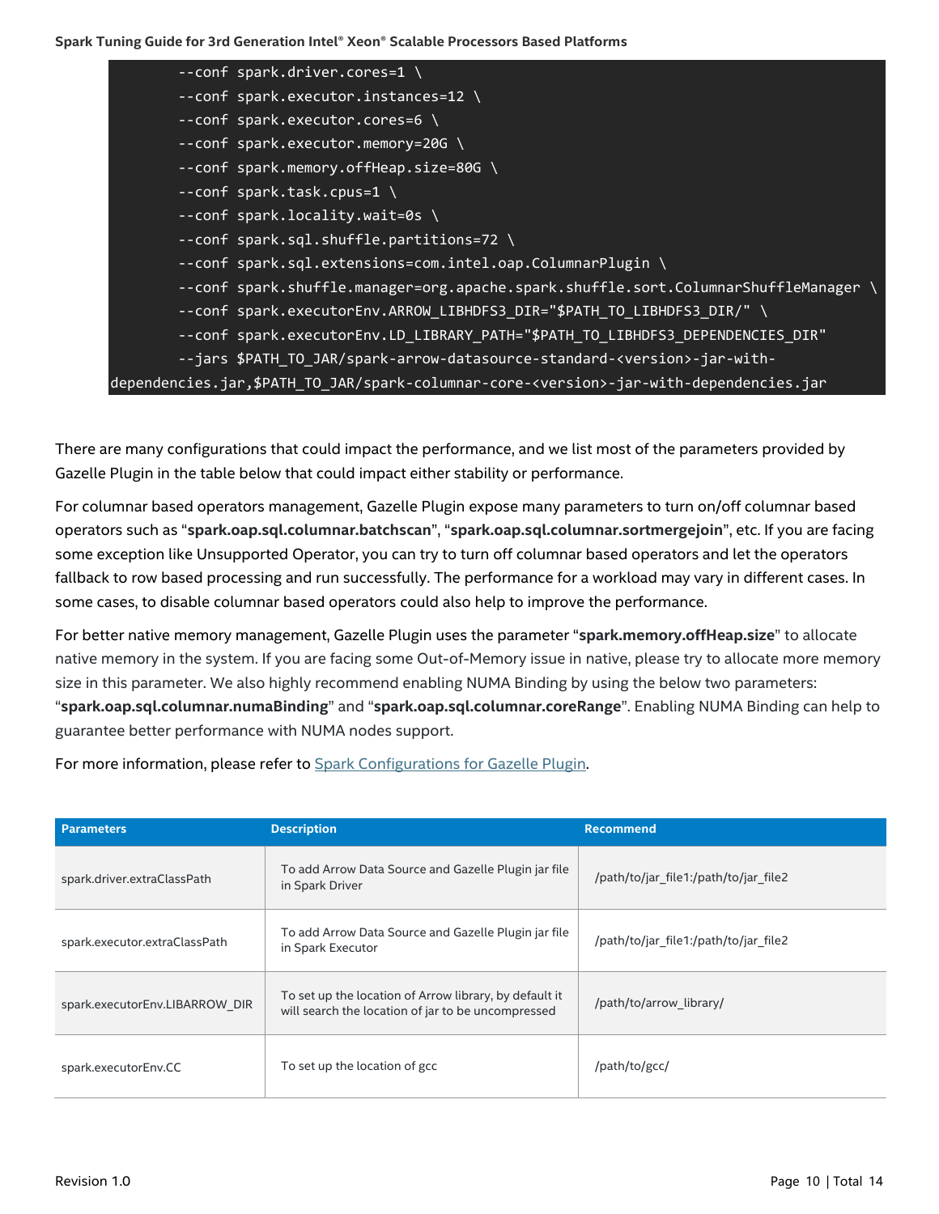```
        --conf spark.driver.cores=1 \
        --conf spark.executor.instances=12 \
        --conf spark.executor.cores=6 \
        --conf spark.executor.memory=20G \
        --conf spark.memory.offHeap.size=80G \
        --conf spark.task.cpus=1 \
        --conf spark.locality.wait=0s \
        --conf spark.sql.shuffle.partitions=72 \
        --conf spark.sql.extensions=com.intel.oap.ColumnarPlugin \
        --conf spark.shuffle.manager=org.apache.spark.shuffle.sort.ColumnarShuffleManager \
        --conf spark.executorEnv.ARROW_LIBHDFS3_DIR="$PATH_TO_LIBHDFS3_DIR/" \
        --conf spark.executorEnv.LD_LIBRARY_PATH="$PATH_TO_LIBHDFS3_DEPENDENCIES_DIR"
        --jars $PATH_TO_JAR/spark-arrow-datasource-standard-<version>-jar-with-
dependencies.jar,$PATH_TO_JAR/spark-columnar-core-<version>-jar-with-dependencies.jar
```

There are many configurations that could impact the performance, and we list most of the parameters provided by Gazelle Plugin in the table below that could impact either stability or performance.

For columnar based operators management, Gazelle Plugin expose many parameters to turn on/off columnar based operators such as "**spark.oap.sql.columnar.batchscan**", "**spark.oap.sql.columnar.sortmergejoin**", etc. If you are facing some exception like Unsupported Operator, you can try to turn off columnar based operators and let the operators fallback to row based processing and run successfully. The performance for a workload may vary in different cases. In some cases, to disable columnar based operators could also help to improve the performance.

For better native memory management, Gazelle Plugin uses the parameter "**spark.memory.offHeap.size**" to allocate native memory in the system. If you are facing some Out-of-Memory issue in native, please try to allocate more memory size in this parameter. We also highly recommend enabling NUMA Binding by using the below two parameters: "**spark.oap.sql.columnar.numaBinding**" and "**spark.oap.sql.columnar.coreRange**". Enabling NUMA Binding can help to guarantee better performance with NUMA nodes support.

For more information, please refer to Spark Configurations for Gazelle Plugin.

| Parameters | Description | Recommend |
|---|---|---|
| spark.driver.extraClassPath | To add Arrow Data Source and Gazelle Plugin jar file in Spark Driver | /path/to/jar_file1:/path/to/jar_file2 |
| spark.executor.extraClassPath | To add Arrow Data Source and Gazelle Plugin jar file in Spark Executor | /path/to/jar_file1:/path/to/jar_file2 |
| spark.executorEnv.LIBARROW_DIR | To set up the location of Arrow library, by default it will search the location of jar to be uncompressed | /path/to/arrow_library/ |
| spark.executorEnv.CC | To set up the location of gcc | /path/to/gcc/ |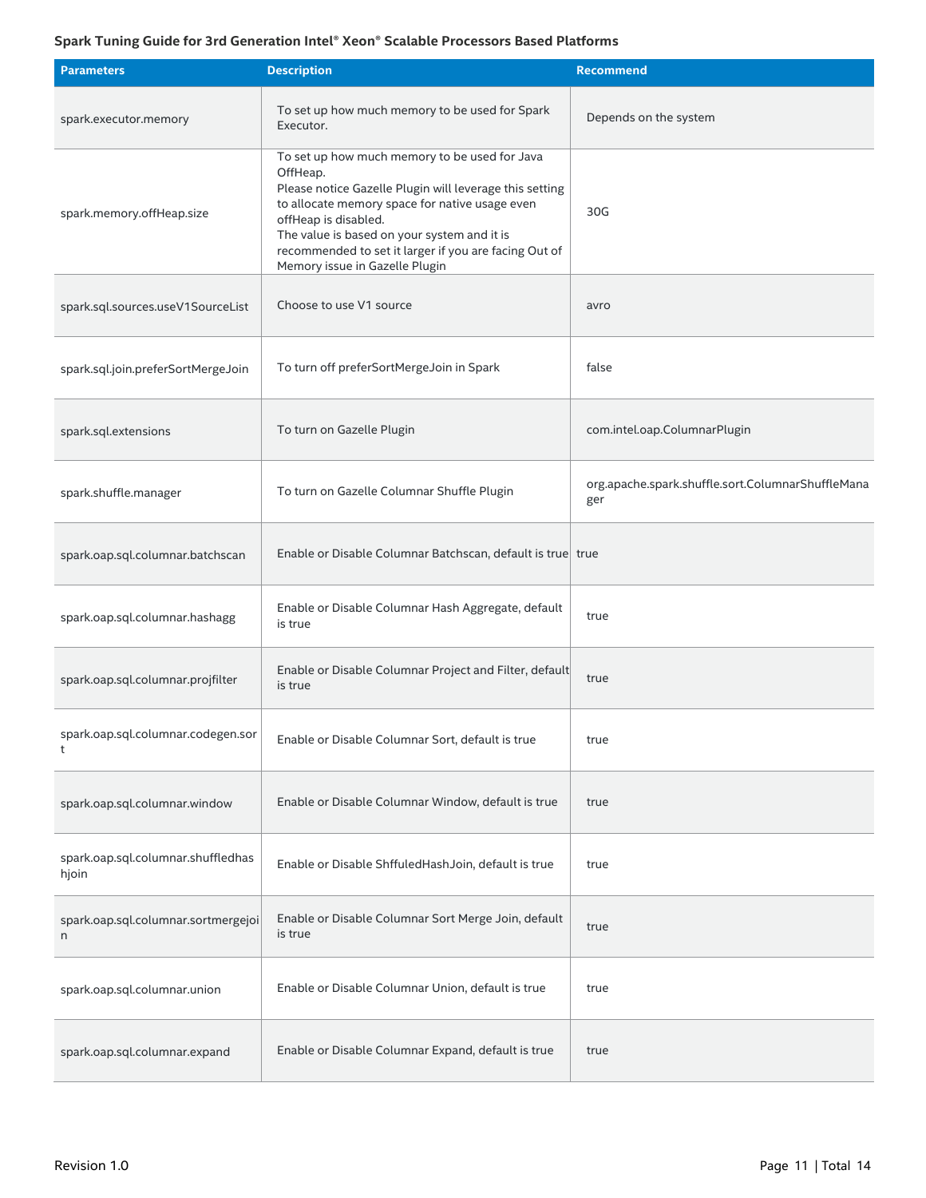| Parameters | Description | Recommend |
|---|---|---|
| spark.executor.memory | To set up how much memory to be used for Spark Executor. | Depends on the system |
| spark.memory.offHeap.size | To set up how much memory to be used for Java OffHeap.<br>Please notice Gazelle Plugin will leverage this setting to allocate memory space for native usage even offHeap is disabled.<br>The value is based on your system and it is recommended to set it larger if you are facing Out of Memory issue in Gazelle Plugin | 30G |
| spark.sql.sources.useV1SourceList | Choose to use V1 source | avro |
| spark.sql.join.preferSortMergeJoin | To turn off preferSortMergeJoin in Spark | false |
| spark.sql.extensions | To turn on Gazelle Plugin | com.intel.oap.ColumnarPlugin |
| spark.shuffle.manager | To turn on Gazelle Columnar Shuffle Plugin | org.apache.spark.shuffle.sort.ColumnarShuffleManager |
| spark.oap.sql.columnar.batchscan | Enable or Disable Columnar Batchscan, default is true | true |
| spark.oap.sql.columnar.hashagg | Enable or Disable Columnar Hash Aggregate, default is true | true |
| spark.oap.sql.columnar.projfilter | Enable or Disable Columnar Project and Filter, default is true | true |
| spark.oap.sql.columnar.codegen.sort | Enable or Disable Columnar Sort, default is true | true |
| spark.oap.sql.columnar.window | Enable or Disable Columnar Window, default is true | true |
| spark.oap.sql.columnar.shuffledhashjoin | Enable or Disable ShffuledHashJoin, default is true | true |
| spark.oap.sql.columnar.sortmergejoin | Enable or Disable Columnar Sort Merge Join, default is true | true |
| spark.oap.sql.columnar.union | Enable or Disable Columnar Union, default is true | true |
| spark.oap.sql.columnar.expand | Enable or Disable Columnar Expand, default is true | true |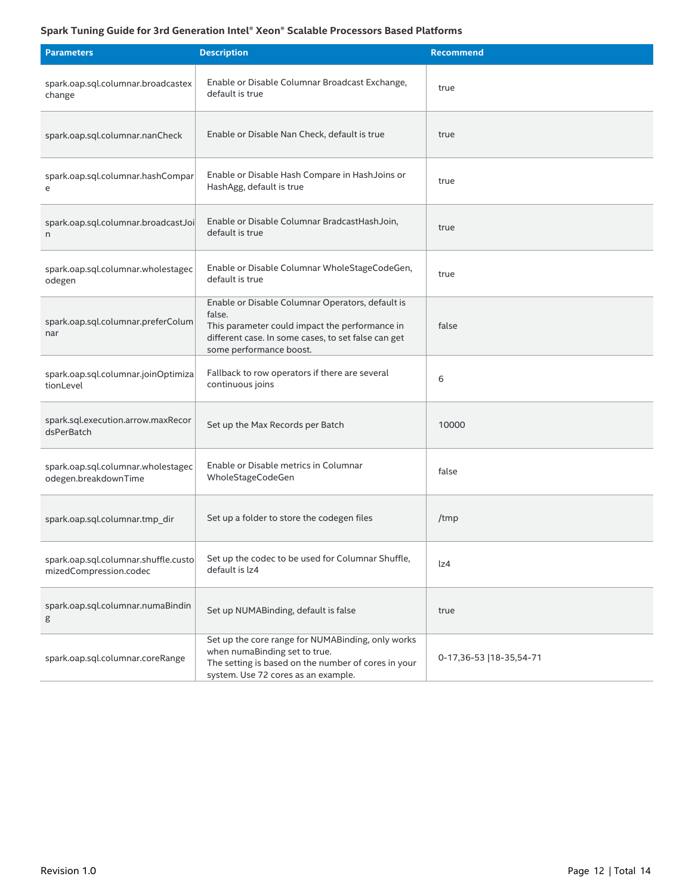| Parameters | Description | Recommend |
|---|---|---|
| spark.oap.sql.columnar.broadcastexchange | Enable or Disable Columnar Broadcast Exchange, default is true | true |
| spark.oap.sql.columnar.nanCheck | Enable or Disable Nan Check, default is true | true |
| spark.oap.sql.columnar.hashCompare | Enable or Disable Hash Compare in HashJoins or HashAgg, default is true | true |
| spark.oap.sql.columnar.broadcastJoin | Enable or Disable Columnar BradcastHashJoin, default is true | true |
| spark.oap.sql.columnar.wholestagecodegen | Enable or Disable Columnar WholeStageCodeGen, default is true | true |
| spark.oap.sql.columnar.preferColumnar | Enable or Disable Columnar Operators, default is false. This parameter could impact the performance in different case. In some cases, to set false can get some performance boost. | false |
| spark.oap.sql.columnar.joinOptimizationLevel | Fallback to row operators if there are several continuous joins | 6 |
| spark.sql.execution.arrow.maxRecordsPerBatch | Set up the Max Records per Batch | 10000 |
| spark.oap.sql.columnar.wholestagecodegen.breakdownTime | Enable or Disable metrics in Columnar WholeStageCodeGen | false |
| spark.oap.sql.columnar.tmp_dir | Set up a folder to store the codegen files | /tmp |
| spark.oap.sql.columnar.shuffle.customizedCompression.codec | Set up the codec to be used for Columnar Shuffle, default is lz4 | lz4 |
| spark.oap.sql.columnar.numaBinding | Set up NUMABinding, default is false | true |
| spark.oap.sql.columnar.coreRange | Set up the core range for NUMABinding, only works when numaBinding set to true. The setting is based on the number of cores in your system. Use 72 cores as an example. | 0-17,36-53 \|18-35,54-71 |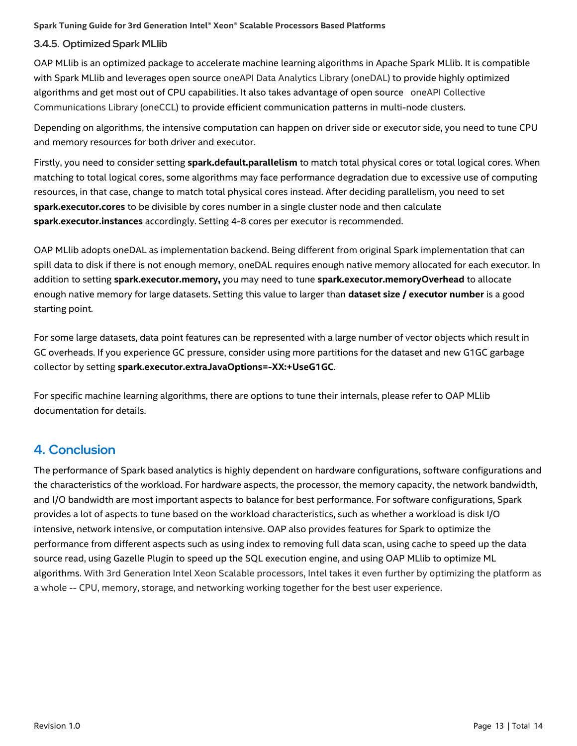### 3.4.5. Optimized Spark MLlib

OAP MLlib is an optimized package to accelerate machine learning algorithms in Apache Spark MLlib. It is compatible with Spark MLlib and leverages open source oneAPI Data Analytics Library (oneDAL) to provide highly optimized algorithms and get most out of CPU capabilities. It also takes advantage of open source oneAPI Collective Communications Library (oneCCL) to provide efficient communication patterns in multi-node clusters.

Depending on algorithms, the intensive computation can happen on driver side or executor side, you need to tune CPU and memory resources for both driver and executor.

Firstly, you need to consider setting **spark.default.parallelism** to match total physical cores or total logical cores. When matching to total logical cores, some algorithms may face performance degradation due to excessive use of computing resources, in that case, change to match total physical cores instead. After deciding parallelism, you need to set **spark.executor.cores** to be divisible by cores number in a single cluster node and then calculate **spark.executor.instances** accordingly. Setting 4-8 cores per executor is recommended.

OAP MLlib adopts oneDAL as implementation backend. Being different from original Spark implementation that can spill data to disk if there is not enough memory, oneDAL requires enough native memory allocated for each executor. In addition to setting **spark.executor.memory,** you may need to tune **spark.executor.memoryOverhead** to allocate enough native memory for large datasets. Setting this value to larger than **dataset size / executor number** is a good starting point.

For some large datasets, data point features can be represented with a large number of vector objects which result in GC overheads. If you experience GC pressure, consider using more partitions for the dataset and new G1GC garbage collector by setting **spark.executor.extraJavaOptions=-XX:+UseG1GC**.

For specific machine learning algorithms, there are options to tune their internals, please refer to OAP MLlib documentation for details.

# 4. Conclusion

The performance of Spark based analytics is highly dependent on hardware configurations, software configurations and the characteristics of the workload. For hardware aspects, the processor, the memory capacity, the network bandwidth, and I/O bandwidth are most important aspects to balance for best performance. For software configurations, Spark provides a lot of aspects to tune based on the workload characteristics, such as whether a workload is disk I/O intensive, network intensive, or computation intensive. OAP also provides features for Spark to optimize the performance from different aspects such as using index to removing full data scan, using cache to speed up the data source read, using Gazelle Plugin to speed up the SQL execution engine, and using OAP MLlib to optimize ML algorithms. With 3rd Generation Intel Xeon Scalable processors, Intel takes it even further by optimizing the platform as a whole -- CPU, memory, storage, and networking working together for the best user experience.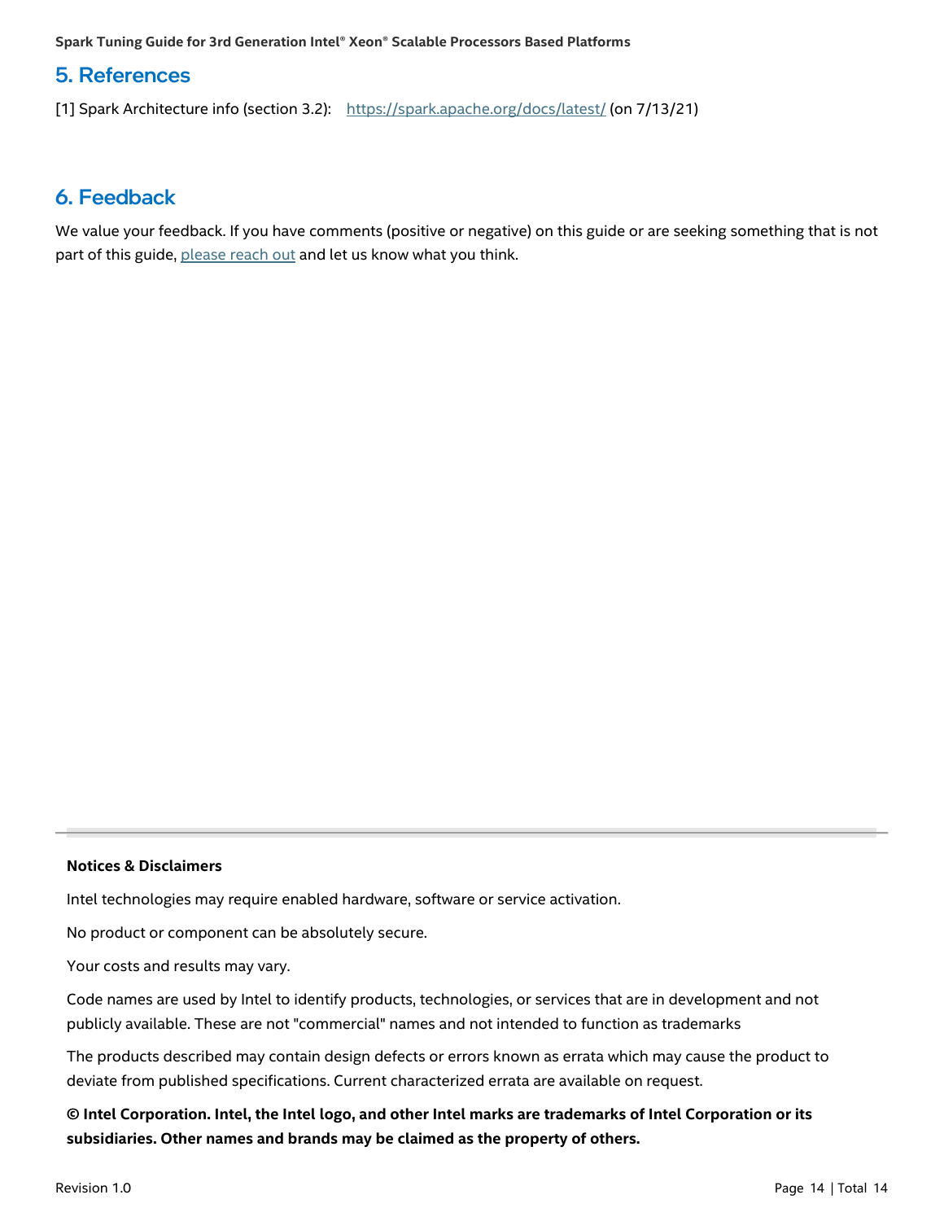## 5. References

[1] Spark Architecture info (section 3.2): https://spark.apache.org/docs/latest/ (on 7/13/21)

## 6. Feedback

We value your feedback. If you have comments (positive or negative) on this guide or are seeking something that is not part of this guide, please reach out and let us know what you think.

---

**Notices & Disclaimers**

Intel technologies may require enabled hardware, software or service activation.

No product or component can be absolutely secure.

Your costs and results may vary.

Code names are used by Intel to identify products, technologies, or services that are in development and not publicly available. These are not "commercial" names and not intended to function as trademarks

The products described may contain design defects or errors known as errata which may cause the product to deviate from published specifications. Current characterized errata are available on request.

**© Intel Corporation. Intel, the Intel logo, and other Intel marks are trademarks of Intel Corporation or its subsidiaries. Other names and brands may be claimed as the property of others.**

Revision 1.0